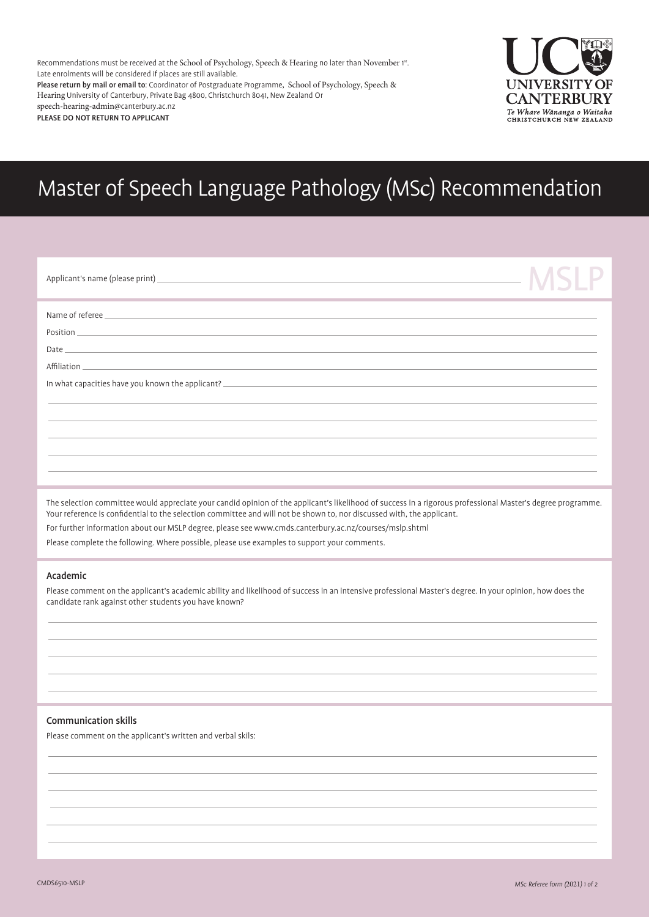Recommendations must be received at the School of Psychology, Speech & Hearing no later than November 1st.
Late enrolments will be considered if places are still available.

**Please return by mail or email to**: Coordinator of Postgraduate Programme, School of Psychology, Speech & Hearing University of Canterbury, Private Bag 4800, Christchurch 8041, New Zealand Or speech-hearing-admin@canterbury.ac.nz

**PLEASE DO NOT RETURN TO APPLICANT**

UC UNIVERSITY OF CANTERBURY
*Te Whare Wānanga o Waitaha*
CHRISTCHURCH NEW ZEALAND

# Master of Speech Language Pathology (MSc) Recommendation

MSLP

Applicant's name (please print) ____________________

Name of referee ____________________

Position ____________________

Date ____________________

Affiliation ____________________

In what capacities have you known the applicant? ____________________

____________________

____________________

____________________

____________________

____________________

The selection committee would appreciate your candid opinion of the applicant's likelihood of success in a rigorous professional Master's degree programme. Your reference is confidential to the selection committee and will not be shown to, nor discussed with, the applicant.

For further information about our MSLP degree, please see www.cmds.canterbury.ac.nz/courses/mslp.shtml

Please complete the following. Where possible, please use examples to support your comments.

## Academic

Please comment on the applicant's academic ability and likelihood of success in an intensive professional Master's degree. In your opinion, how does the candidate rank against other students you have known?

____________________

____________________

____________________

____________________

____________________

## Communication skills

Please comment on the applicant's written and verbal skils:

____________________

____________________

____________________

____________________

____________________

____________________

CMDS6510-MSLP

*MSc Referee form (2021)*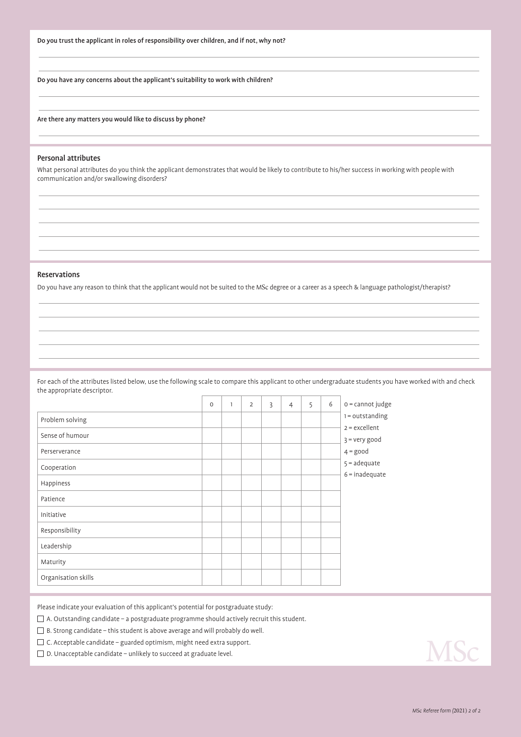**Do you trust the applicant in roles of responsibility over children, and if not, why not?**

**Do you have any concerns about the applicant's suitability to work with children?**

**Are there any matters you would like to discuss by phone?**

## Personal attributes

What personal attributes do you think the applicant demonstrates that would be likely to contribute to his/her success in working with people with communication and/or swallowing disorders?

## Reservations

Do you have any reason to think that the applicant would not be suited to the MSc degree or a career as a speech & language pathologist/therapist?

For each of the attributes listed below, use the following scale to compare this applicant to other undergraduate students you have worked with and check the appropriate descriptor.

| | 0 | 1 | 2 | 3 | 4 | 5 | 6 |
|---|---|---|---|---|---|---|---|
| Problem solving | | | | | | | |
| Sense of humour | | | | | | | |
| Perserverance | | | | | | | |
| Cooperation | | | | | | | |
| Happiness | | | | | | | |
| Patience | | | | | | | |
| Initiative | | | | | | | |
| Responsibility | | | | | | | |
| Leadership | | | | | | | |
| Maturity | | | | | | | |
| Organisation skills | | | | | | | |

0 = cannot judge
1 = outstanding
2 = excellent
3 = very good
4 = good
5 = adequate
6 = inadequate

Please indicate your evaluation of this applicant's potential for postgraduate study:

☐ A. Outstanding candidate – a postgraduate programme should actively recruit this student.

☐ B. Strong candidate – this student is above average and will probably do well.

☐ C. Acceptable candidate – guarded optimism, might need extra support.

☐ D. Unacceptable candidate – unlikely to succeed at graduate level.